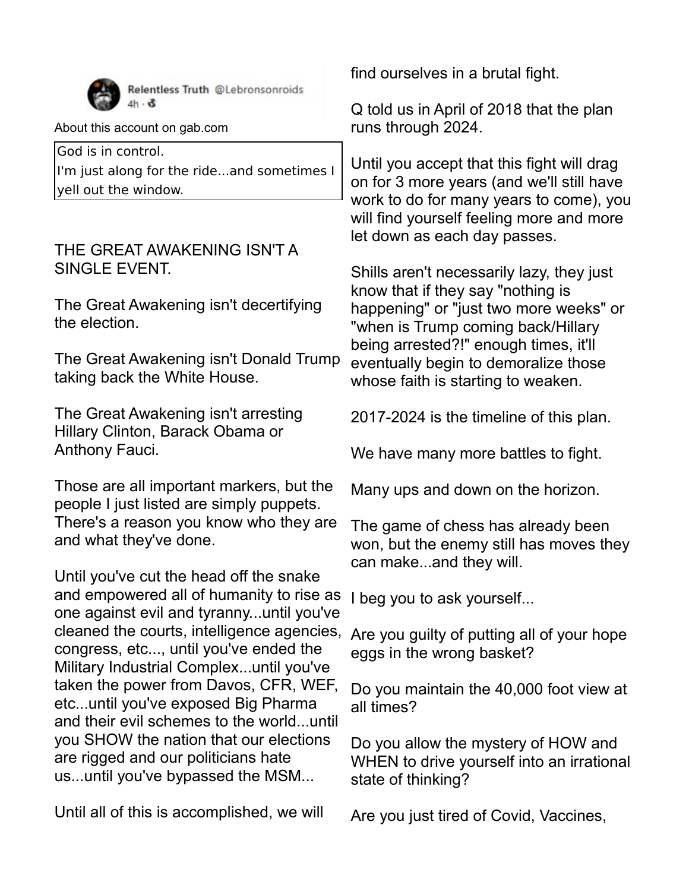Relentless Truth @Lebronsonroids
4h ·

About this account on gab.com

God is in control.
I'm just along for the ride...and sometimes I yell out the window.

THE GREAT AWAKENING ISN'T A SINGLE EVENT.

The Great Awakening isn't decertifying the election.

The Great Awakening isn't Donald Trump taking back the White House.

The Great Awakening isn't arresting Hillary Clinton, Barack Obama or Anthony Fauci.

Those are all important markers, but the people I just listed are simply puppets. There's a reason you know who they are and what they've done.

Until you've cut the head off the snake and empowered all of humanity to rise as one against evil and tyranny...until you've cleaned the courts, intelligence agencies, congress, etc..., until you've ended the Military Industrial Complex...until you've taken the power from Davos, CFR, WEF, etc...until you've exposed Big Pharma and their evil schemes to the world...until you SHOW the nation that our elections are rigged and our politicians hate us...until you've bypassed the MSM...

Until all of this is accomplished, we will find ourselves in a brutal fight.

Q told us in April of 2018 that the plan runs through 2024.

Until you accept that this fight will drag on for 3 more years (and we'll still have work to do for many years to come), you will find yourself feeling more and more let down as each day passes.

Shills aren't necessarily lazy, they just know that if they say "nothing is happening" or "just two more weeks" or "when is Trump coming back/Hillary being arrested?!" enough times, it'll eventually begin to demoralize those whose faith is starting to weaken.

2017-2024 is the timeline of this plan.

We have many more battles to fight.

Many ups and down on the horizon.

The game of chess has already been won, but the enemy still has moves they can make...and they will.

I beg you to ask yourself...

Are you guilty of putting all of your hope eggs in the wrong basket?

Do you maintain the 40,000 foot view at all times?

Do you allow the mystery of HOW and WHEN to drive yourself into an irrational state of thinking?

Are you just tired of Covid, Vaccines,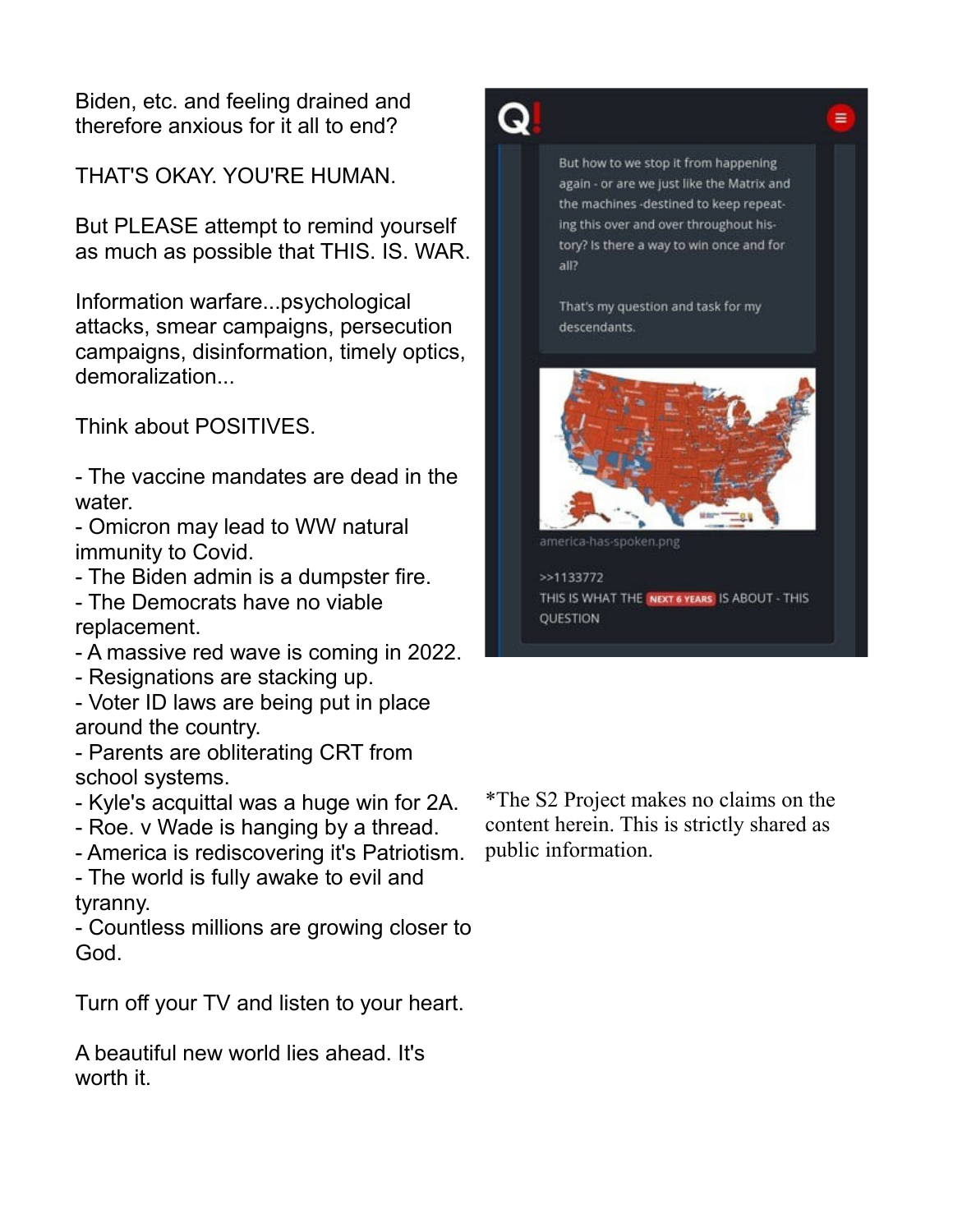Biden, etc. and feeling drained and therefore anxious for it all to end?

THAT'S OKAY. YOU'RE HUMAN.

But PLEASE attempt to remind yourself as much as possible that THIS. IS. WAR.

Information warfare...psychological attacks, smear campaigns, persecution campaigns, disinformation, timely optics, demoralization...

Think about POSITIVES.

- The vaccine mandates are dead in the water.
- Omicron may lead to WW natural immunity to Covid.
- The Biden admin is a dumpster fire.
- The Democrats have no viable replacement.
- A massive red wave is coming in 2022.
- Resignations are stacking up.
- Voter ID laws are being put in place around the country.
- Parents are obliterating CRT from school systems.
- Kyle's acquittal was a huge win for 2A.
- Roe. v Wade is hanging by a thread.
- America is rediscovering it's Patriotism.
- The world is fully awake to evil and tyranny.
- Countless millions are growing closer to God.

Turn off your TV and listen to your heart.

A beautiful new world lies ahead. It's worth it.

Q!

But how to we stop it from happening again - or are we just like the Matrix and the machines -destined to keep repeating this over and over throughout history? Is there a way to win once and for all?

That's my question and task for my descendants.

america-has-spoken.png

>>1133772
THIS IS WHAT THE NEXT 6 YEARS IS ABOUT - THIS QUESTION

*The S2 Project makes no claims on the content herein. This is strictly shared as public information.